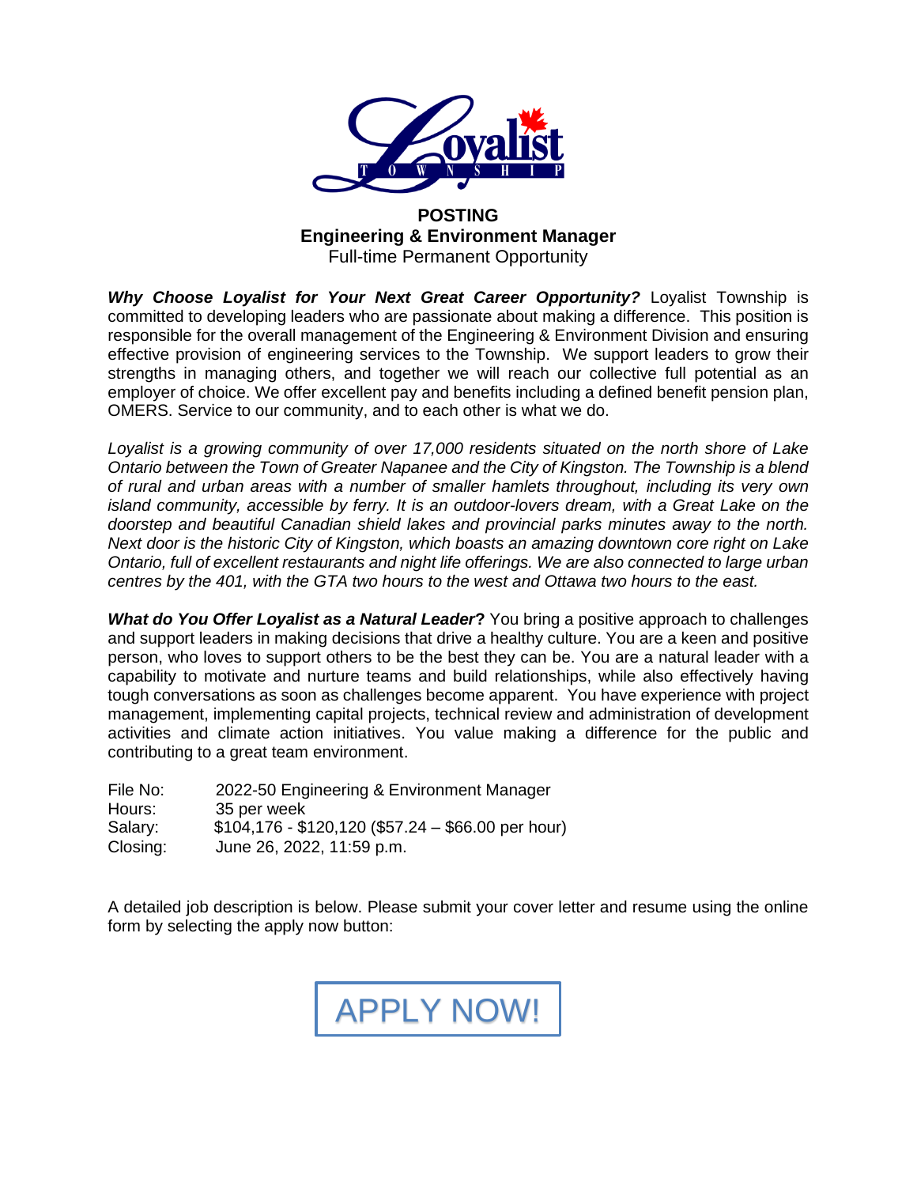# POSTING

## Engineering & Environment Manager

Full-time Permanent Opportunity

***Why Choose Loyalist for Your Next Great Career Opportunity?*** Loyalist Township is committed to developing leaders who are passionate about making a difference. This position is responsible for the overall management of the Engineering & Environment Division and ensuring effective provision of engineering services to the Township. We support leaders to grow their strengths in managing others, and together we will reach our collective full potential as an employer of choice. We offer excellent pay and benefits including a defined benefit pension plan, OMERS. Service to our community, and to each other is what we do.

*Loyalist is a growing community of over 17,000 residents situated on the north shore of Lake Ontario between the Town of Greater Napanee and the City of Kingston. The Township is a blend of rural and urban areas with a number of smaller hamlets throughout, including its very own island community, accessible by ferry. It is an outdoor-lovers dream, with a Great Lake on the doorstep and beautiful Canadian shield lakes and provincial parks minutes away to the north. Next door is the historic City of Kingston, which boasts an amazing downtown core right on Lake Ontario, full of excellent restaurants and night life offerings. We are also connected to large urban centres by the 401, with the GTA two hours to the west and Ottawa two hours to the east.*

***What do You Offer Loyalist as a Natural Leader*?** You bring a positive approach to challenges and support leaders in making decisions that drive a healthy culture. You are a keen and positive person, who loves to support others to be the best they can be. You are a natural leader with a capability to motivate and nurture teams and build relationships, while also effectively having tough conversations as soon as challenges become apparent. You have experience with project management, implementing capital projects, technical review and administration of development activities and climate action initiatives. You value making a difference for the public and contributing to a great team environment.

File No: 2022-50 Engineering & Environment Manager
Hours: 35 per week
Salary: $104,176 - $120,120 ($57.24 – $66.00 per hour)
Closing: June 26, 2022, 11:59 p.m.

A detailed job description is below. Please submit your cover letter and resume using the online form by selecting the apply now button:

APPLY NOW!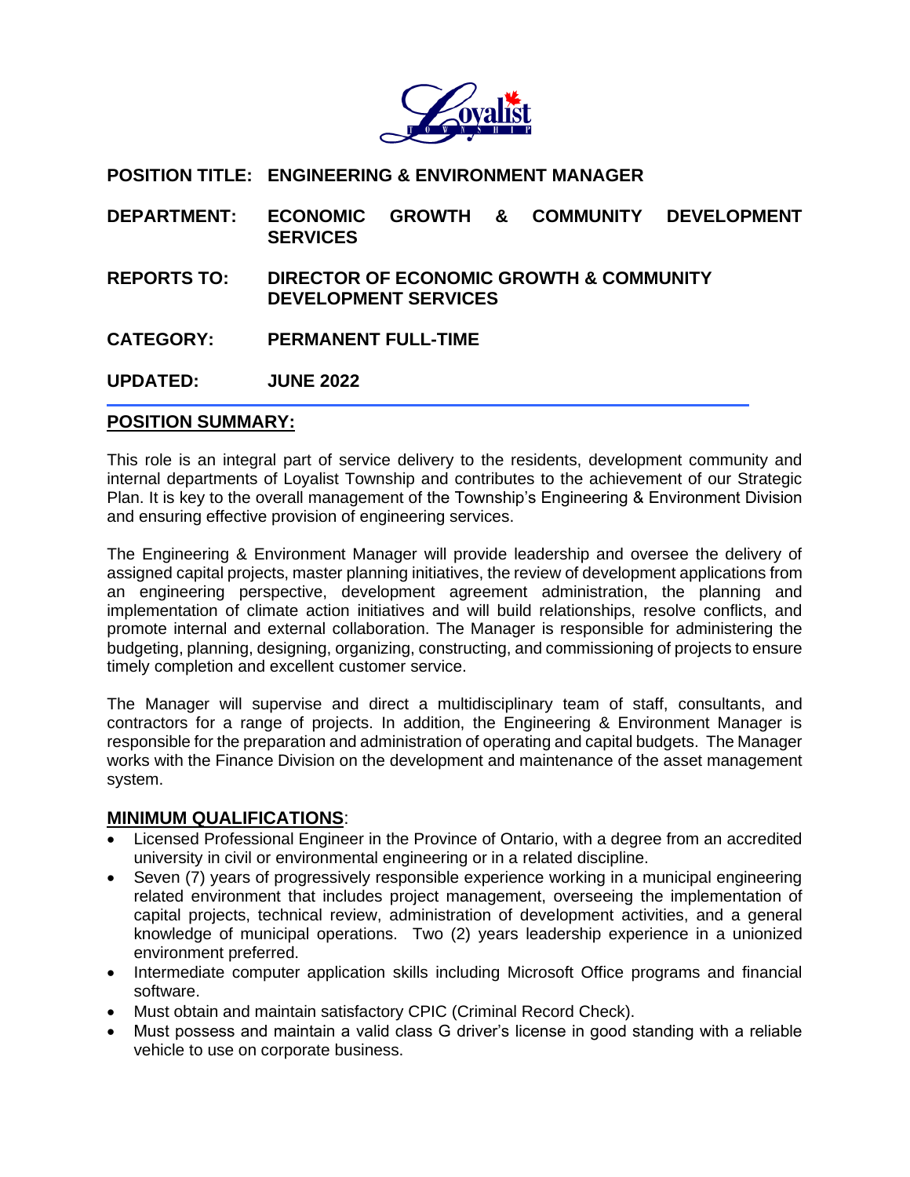**POSITION TITLE:** **ENGINEERING & ENVIRONMENT MANAGER**

**DEPARTMENT:** **ECONOMIC GROWTH & COMMUNITY DEVELOPMENT SERVICES**

**REPORTS TO:** **DIRECTOR OF ECONOMIC GROWTH & COMMUNITY DEVELOPMENT SERVICES**

**CATEGORY:** **PERMANENT FULL-TIME**

**UPDATED:** **JUNE 2022**

## POSITION SUMMARY:

This role is an integral part of service delivery to the residents, development community and internal departments of Loyalist Township and contributes to the achievement of our Strategic Plan. It is key to the overall management of the Township's Engineering & Environment Division and ensuring effective provision of engineering services.

The Engineering & Environment Manager will provide leadership and oversee the delivery of assigned capital projects, master planning initiatives, the review of development applications from an engineering perspective, development agreement administration, the planning and implementation of climate action initiatives and will build relationships, resolve conflicts, and promote internal and external collaboration. The Manager is responsible for administering the budgeting, planning, designing, organizing, constructing, and commissioning of projects to ensure timely completion and excellent customer service.

The Manager will supervise and direct a multidisciplinary team of staff, consultants, and contractors for a range of projects. In addition, the Engineering & Environment Manager is responsible for the preparation and administration of operating and capital budgets. The Manager works with the Finance Division on the development and maintenance of the asset management system.

## MINIMUM QUALIFICATIONS:

- Licensed Professional Engineer in the Province of Ontario, with a degree from an accredited university in civil or environmental engineering or in a related discipline.
- Seven (7) years of progressively responsible experience working in a municipal engineering related environment that includes project management, overseeing the implementation of capital projects, technical review, administration of development activities, and a general knowledge of municipal operations. Two (2) years leadership experience in a unionized environment preferred.
- Intermediate computer application skills including Microsoft Office programs and financial software.
- Must obtain and maintain satisfactory CPIC (Criminal Record Check).
- Must possess and maintain a valid class G driver's license in good standing with a reliable vehicle to use on corporate business.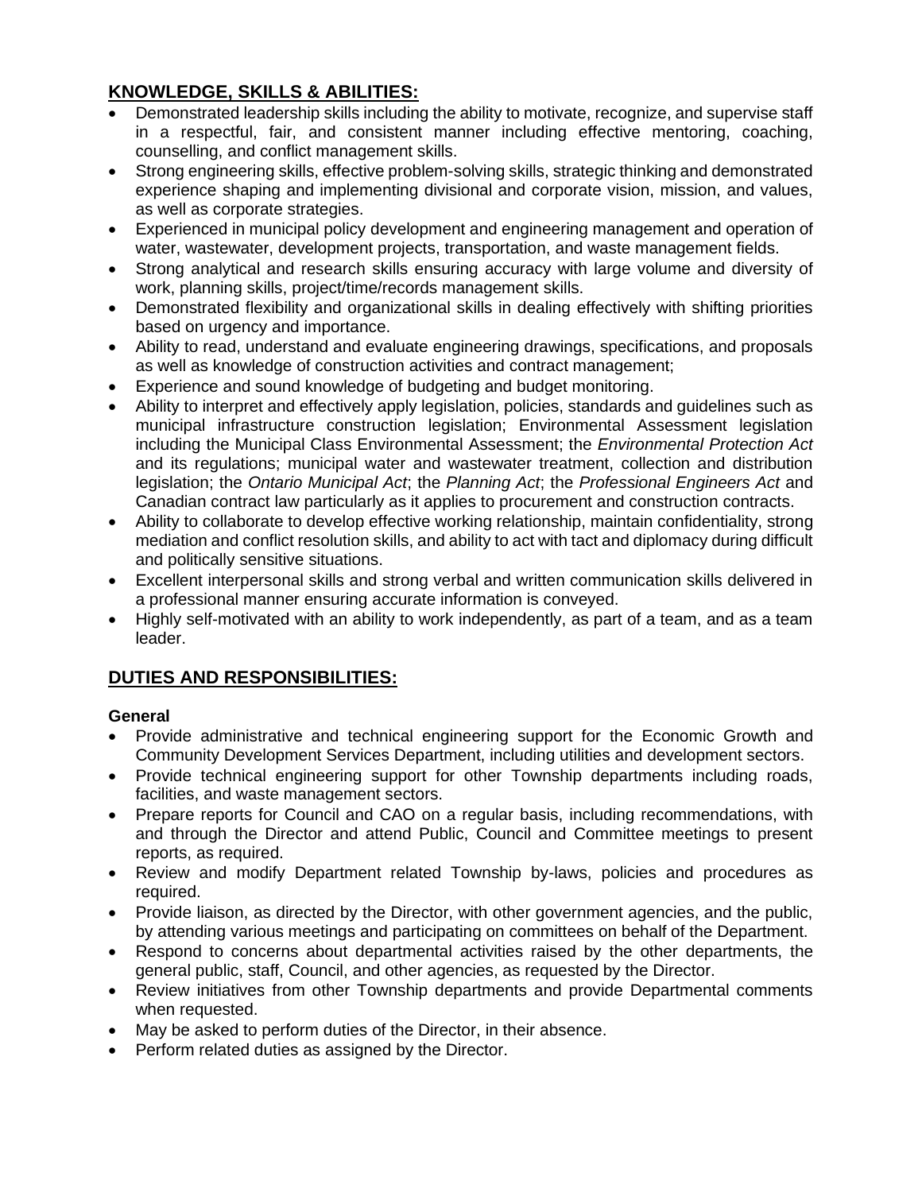## KNOWLEDGE, SKILLS & ABILITIES:

- Demonstrated leadership skills including the ability to motivate, recognize, and supervise staff in a respectful, fair, and consistent manner including effective mentoring, coaching, counselling, and conflict management skills.
- Strong engineering skills, effective problem-solving skills, strategic thinking and demonstrated experience shaping and implementing divisional and corporate vision, mission, and values, as well as corporate strategies.
- Experienced in municipal policy development and engineering management and operation of water, wastewater, development projects, transportation, and waste management fields.
- Strong analytical and research skills ensuring accuracy with large volume and diversity of work, planning skills, project/time/records management skills.
- Demonstrated flexibility and organizational skills in dealing effectively with shifting priorities based on urgency and importance.
- Ability to read, understand and evaluate engineering drawings, specifications, and proposals as well as knowledge of construction activities and contract management;
- Experience and sound knowledge of budgeting and budget monitoring.
- Ability to interpret and effectively apply legislation, policies, standards and guidelines such as municipal infrastructure construction legislation; Environmental Assessment legislation including the Municipal Class Environmental Assessment; the *Environmental Protection Act* and its regulations; municipal water and wastewater treatment, collection and distribution legislation; the *Ontario Municipal Act*; the *Planning Act*; the *Professional Engineers Act* and Canadian contract law particularly as it applies to procurement and construction contracts.
- Ability to collaborate to develop effective working relationship, maintain confidentiality, strong mediation and conflict resolution skills, and ability to act with tact and diplomacy during difficult and politically sensitive situations.
- Excellent interpersonal skills and strong verbal and written communication skills delivered in a professional manner ensuring accurate information is conveyed.
- Highly self-motivated with an ability to work independently, as part of a team, and as a team leader.

## DUTIES AND RESPONSIBILITIES:

**General**

- Provide administrative and technical engineering support for the Economic Growth and Community Development Services Department, including utilities and development sectors.
- Provide technical engineering support for other Township departments including roads, facilities, and waste management sectors.
- Prepare reports for Council and CAO on a regular basis, including recommendations, with and through the Director and attend Public, Council and Committee meetings to present reports, as required.
- Review and modify Department related Township by-laws, policies and procedures as required.
- Provide liaison, as directed by the Director, with other government agencies, and the public, by attending various meetings and participating on committees on behalf of the Department.
- Respond to concerns about departmental activities raised by the other departments, the general public, staff, Council, and other agencies, as requested by the Director.
- Review initiatives from other Township departments and provide Departmental comments when requested.
- May be asked to perform duties of the Director, in their absence.
- Perform related duties as assigned by the Director.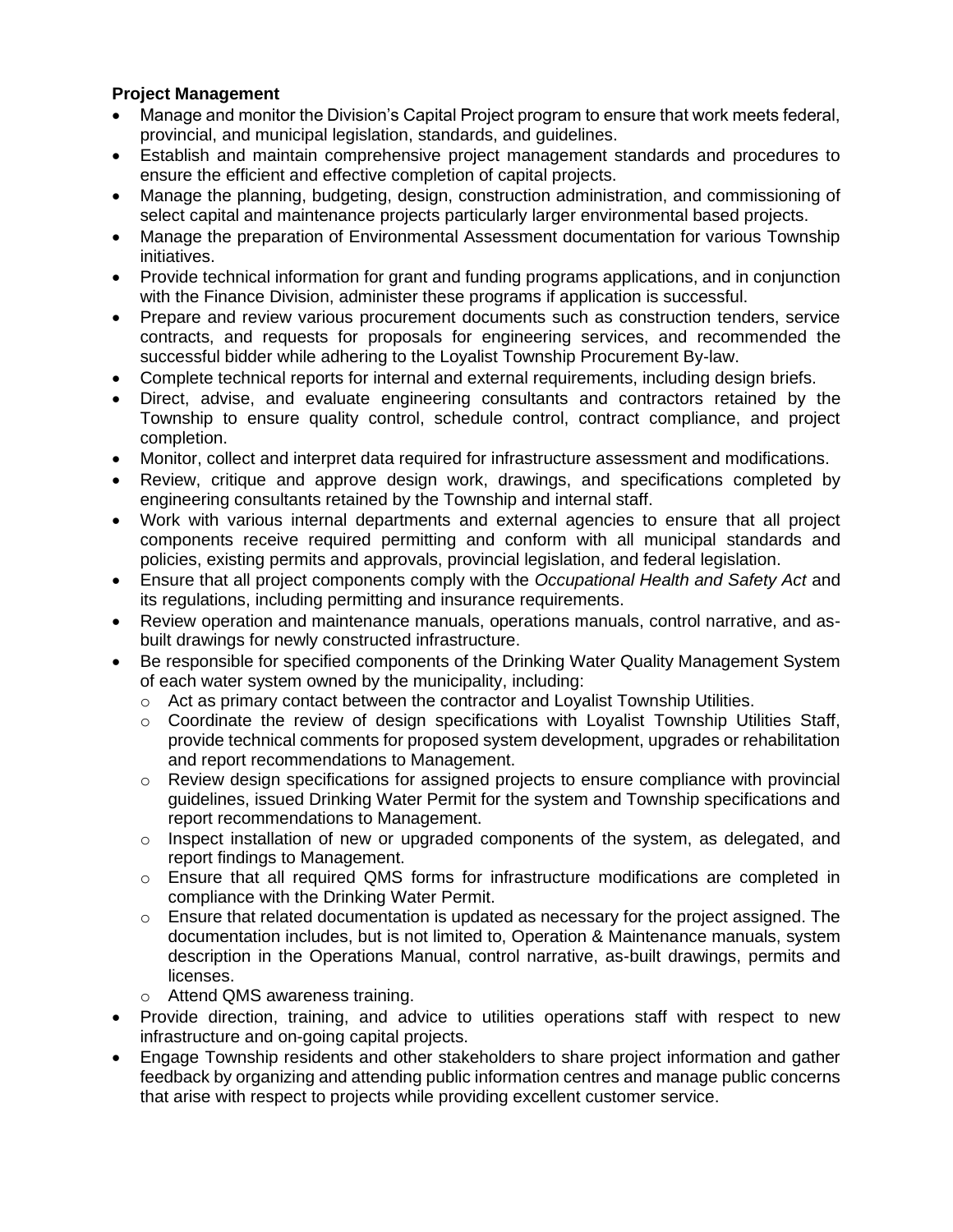**Project Management**

- Manage and monitor the Division's Capital Project program to ensure that work meets federal, provincial, and municipal legislation, standards, and guidelines.
- Establish and maintain comprehensive project management standards and procedures to ensure the efficient and effective completion of capital projects.
- Manage the planning, budgeting, design, construction administration, and commissioning of select capital and maintenance projects particularly larger environmental based projects.
- Manage the preparation of Environmental Assessment documentation for various Township initiatives.
- Provide technical information for grant and funding programs applications, and in conjunction with the Finance Division, administer these programs if application is successful.
- Prepare and review various procurement documents such as construction tenders, service contracts, and requests for proposals for engineering services, and recommended the successful bidder while adhering to the Loyalist Township Procurement By-law.
- Complete technical reports for internal and external requirements, including design briefs.
- Direct, advise, and evaluate engineering consultants and contractors retained by the Township to ensure quality control, schedule control, contract compliance, and project completion.
- Monitor, collect and interpret data required for infrastructure assessment and modifications.
- Review, critique and approve design work, drawings, and specifications completed by engineering consultants retained by the Township and internal staff.
- Work with various internal departments and external agencies to ensure that all project components receive required permitting and conform with all municipal standards and policies, existing permits and approvals, provincial legislation, and federal legislation.
- Ensure that all project components comply with the *Occupational Health and Safety Act* and its regulations, including permitting and insurance requirements.
- Review operation and maintenance manuals, operations manuals, control narrative, and as-built drawings for newly constructed infrastructure.
- Be responsible for specified components of the Drinking Water Quality Management System of each water system owned by the municipality, including:
  - Act as primary contact between the contractor and Loyalist Township Utilities.
  - Coordinate the review of design specifications with Loyalist Township Utilities Staff, provide technical comments for proposed system development, upgrades or rehabilitation and report recommendations to Management.
  - Review design specifications for assigned projects to ensure compliance with provincial guidelines, issued Drinking Water Permit for the system and Township specifications and report recommendations to Management.
  - Inspect installation of new or upgraded components of the system, as delegated, and report findings to Management.
  - Ensure that all required QMS forms for infrastructure modifications are completed in compliance with the Drinking Water Permit.
  - Ensure that related documentation is updated as necessary for the project assigned. The documentation includes, but is not limited to, Operation & Maintenance manuals, system description in the Operations Manual, control narrative, as-built drawings, permits and licenses.
  - Attend QMS awareness training.
- Provide direction, training, and advice to utilities operations staff with respect to new infrastructure and on-going capital projects.
- Engage Township residents and other stakeholders to share project information and gather feedback by organizing and attending public information centres and manage public concerns that arise with respect to projects while providing excellent customer service.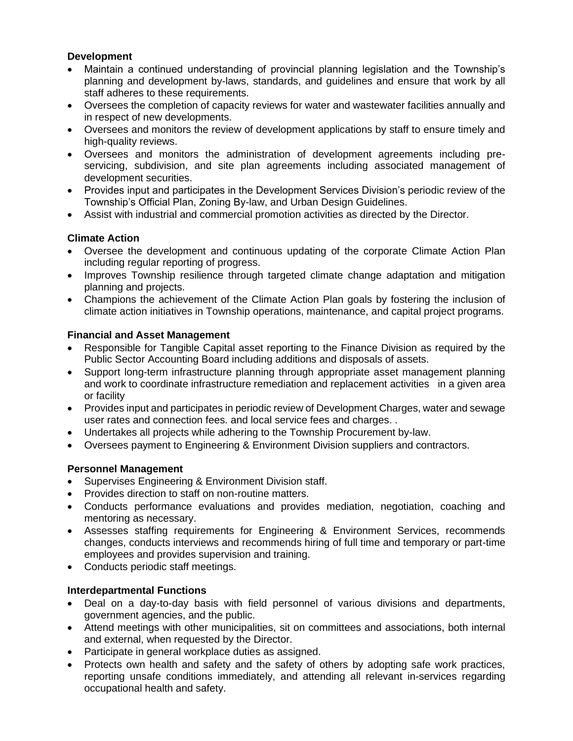**Development**

- Maintain a continued understanding of provincial planning legislation and the Township's planning and development by-laws, standards, and guidelines and ensure that work by all staff adheres to these requirements.
- Oversees the completion of capacity reviews for water and wastewater facilities annually and in respect of new developments.
- Oversees and monitors the review of development applications by staff to ensure timely and high-quality reviews.
- Oversees and monitors the administration of development agreements including pre-servicing, subdivision, and site plan agreements including associated management of development securities.
- Provides input and participates in the Development Services Division's periodic review of the Township's Official Plan, Zoning By-law, and Urban Design Guidelines.
- Assist with industrial and commercial promotion activities as directed by the Director.

**Climate Action**

- Oversee the development and continuous updating of the corporate Climate Action Plan including regular reporting of progress.
- Improves Township resilience through targeted climate change adaptation and mitigation planning and projects.
- Champions the achievement of the Climate Action Plan goals by fostering the inclusion of climate action initiatives in Township operations, maintenance, and capital project programs.

**Financial and Asset Management**

- Responsible for Tangible Capital asset reporting to the Finance Division as required by the Public Sector Accounting Board including additions and disposals of assets.
- Support long-term infrastructure planning through appropriate asset management planning and work to coordinate infrastructure remediation and replacement activities in a given area or facility
- Provides input and participates in periodic review of Development Charges, water and sewage user rates and connection fees. and local service fees and charges. .
- Undertakes all projects while adhering to the Township Procurement by-law.
- Oversees payment to Engineering & Environment Division suppliers and contractors.

**Personnel Management**

- Supervises Engineering & Environment Division staff.
- Provides direction to staff on non-routine matters.
- Conducts performance evaluations and provides mediation, negotiation, coaching and mentoring as necessary.
- Assesses staffing requirements for Engineering & Environment Services, recommends changes, conducts interviews and recommends hiring of full time and temporary or part-time employees and provides supervision and training.
- Conducts periodic staff meetings.

**Interdepartmental Functions**

- Deal on a day-to-day basis with field personnel of various divisions and departments, government agencies, and the public.
- Attend meetings with other municipalities, sit on committees and associations, both internal and external, when requested by the Director.
- Participate in general workplace duties as assigned.
- Protects own health and safety and the safety of others by adopting safe work practices, reporting unsafe conditions immediately, and attending all relevant in-services regarding occupational health and safety.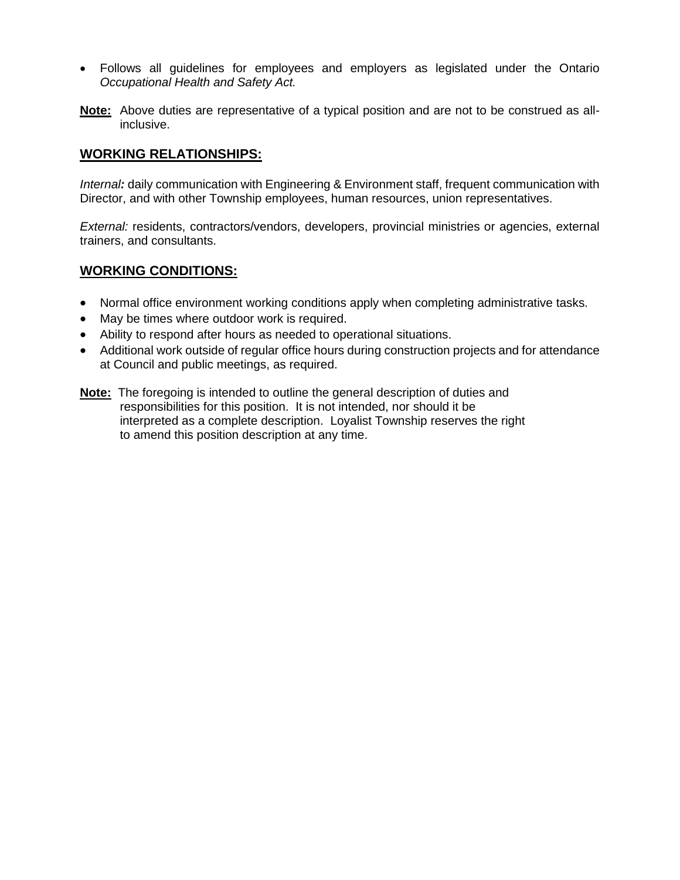- Follows all guidelines for employees and employers as legislated under the Ontario *Occupational Health and Safety Act.*

**Note:** Above duties are representative of a typical position and are not to be construed as all-inclusive.

## WORKING RELATIONSHIPS:

*Internal:* daily communication with Engineering & Environment staff, frequent communication with Director, and with other Township employees, human resources, union representatives.

*External:* residents, contractors/vendors, developers, provincial ministries or agencies, external trainers, and consultants.

## WORKING CONDITIONS:

- Normal office environment working conditions apply when completing administrative tasks.
- May be times where outdoor work is required.
- Ability to respond after hours as needed to operational situations.
- Additional work outside of regular office hours during construction projects and for attendance at Council and public meetings, as required.

**Note:** The foregoing is intended to outline the general description of duties and responsibilities for this position. It is not intended, nor should it be interpreted as a complete description. Loyalist Township reserves the right to amend this position description at any time.